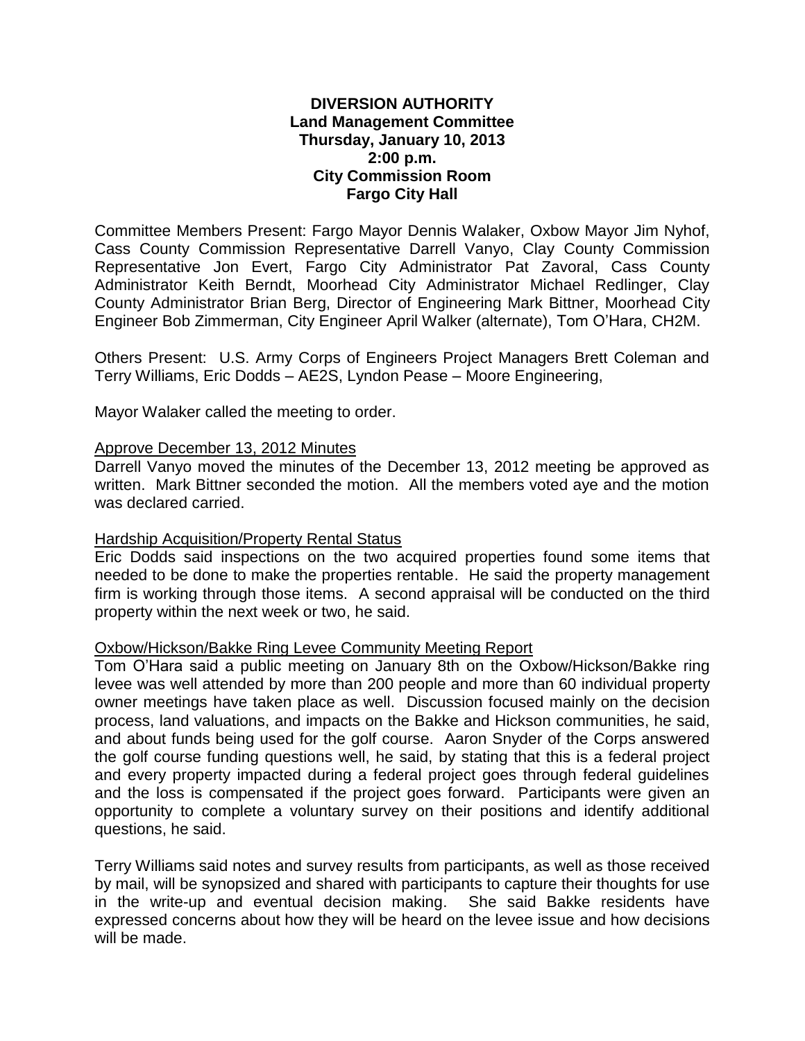**DIVERSION AUTHORITY**
**Land Management Committee**
**Thursday, January 10, 2013**
**2:00 p.m.**
**City Commission Room**
**Fargo City Hall**

Committee Members Present: Fargo Mayor Dennis Walaker, Oxbow Mayor Jim Nyhof, Cass County Commission Representative Darrell Vanyo, Clay County Commission Representative Jon Evert, Fargo City Administrator Pat Zavoral, Cass County Administrator Keith Berndt, Moorhead City Administrator Michael Redlinger, Clay County Administrator Brian Berg, Director of Engineering Mark Bittner, Moorhead City Engineer Bob Zimmerman, City Engineer April Walker (alternate), Tom O'Hara, CH2M.

Others Present: U.S. Army Corps of Engineers Project Managers Brett Coleman and Terry Williams, Eric Dodds – AE2S, Lyndon Pease – Moore Engineering,

Mayor Walaker called the meeting to order.

Approve December 13, 2012 Minutes

Darrell Vanyo moved the minutes of the December 13, 2012 meeting be approved as written. Mark Bittner seconded the motion. All the members voted aye and the motion was declared carried.

Hardship Acquisition/Property Rental Status

Eric Dodds said inspections on the two acquired properties found some items that needed to be done to make the properties rentable. He said the property management firm is working through those items. A second appraisal will be conducted on the third property within the next week or two, he said.

Oxbow/Hickson/Bakke Ring Levee Community Meeting Report

Tom O'Hara said a public meeting on January 8th on the Oxbow/Hickson/Bakke ring levee was well attended by more than 200 people and more than 60 individual property owner meetings have taken place as well. Discussion focused mainly on the decision process, land valuations, and impacts on the Bakke and Hickson communities, he said, and about funds being used for the golf course. Aaron Snyder of the Corps answered the golf course funding questions well, he said, by stating that this is a federal project and every property impacted during a federal project goes through federal guidelines and the loss is compensated if the project goes forward. Participants were given an opportunity to complete a voluntary survey on their positions and identify additional questions, he said.

Terry Williams said notes and survey results from participants, as well as those received by mail, will be synopsized and shared with participants to capture their thoughts for use in the write-up and eventual decision making. She said Bakke residents have expressed concerns about how they will be heard on the levee issue and how decisions will be made.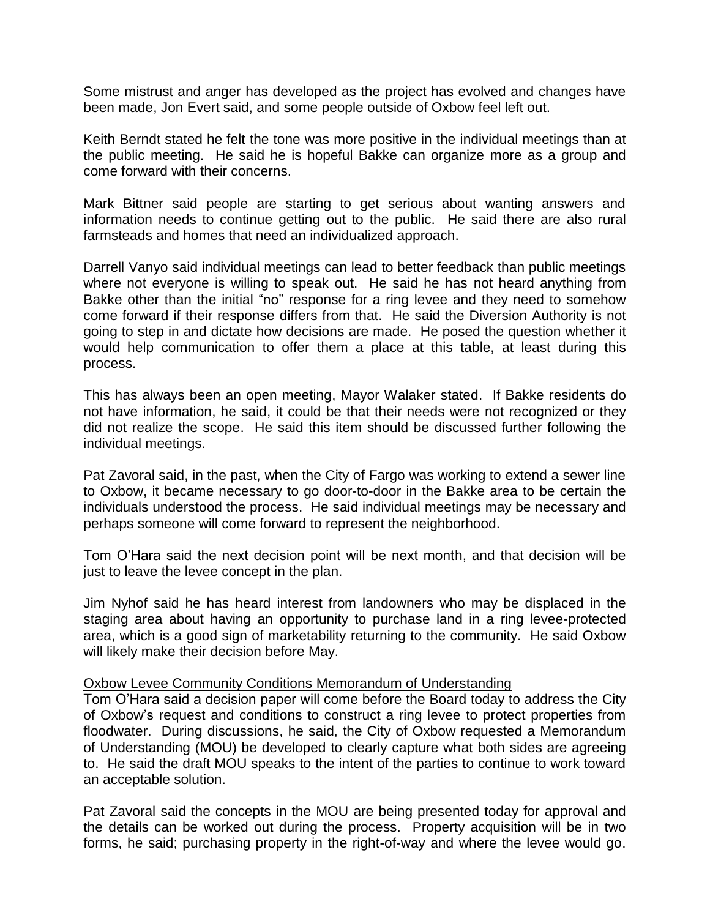Some mistrust and anger has developed as the project has evolved and changes have been made, Jon Evert said, and some people outside of Oxbow feel left out.

Keith Berndt stated he felt the tone was more positive in the individual meetings than at the public meeting. He said he is hopeful Bakke can organize more as a group and come forward with their concerns.

Mark Bittner said people are starting to get serious about wanting answers and information needs to continue getting out to the public. He said there are also rural farmsteads and homes that need an individualized approach.

Darrell Vanyo said individual meetings can lead to better feedback than public meetings where not everyone is willing to speak out. He said he has not heard anything from Bakke other than the initial "no" response for a ring levee and they need to somehow come forward if their response differs from that. He said the Diversion Authority is not going to step in and dictate how decisions are made. He posed the question whether it would help communication to offer them a place at this table, at least during this process.

This has always been an open meeting, Mayor Walaker stated. If Bakke residents do not have information, he said, it could be that their needs were not recognized or they did not realize the scope. He said this item should be discussed further following the individual meetings.

Pat Zavoral said, in the past, when the City of Fargo was working to extend a sewer line to Oxbow, it became necessary to go door-to-door in the Bakke area to be certain the individuals understood the process. He said individual meetings may be necessary and perhaps someone will come forward to represent the neighborhood.

Tom O'Hara said the next decision point will be next month, and that decision will be just to leave the levee concept in the plan.

Jim Nyhof said he has heard interest from landowners who may be displaced in the staging area about having an opportunity to purchase land in a ring levee-protected area, which is a good sign of marketability returning to the community. He said Oxbow will likely make their decision before May.

<u>Oxbow Levee Community Conditions Memorandum of Understanding</u>
Tom O'Hara said a decision paper will come before the Board today to address the City of Oxbow's request and conditions to construct a ring levee to protect properties from floodwater. During discussions, he said, the City of Oxbow requested a Memorandum of Understanding (MOU) be developed to clearly capture what both sides are agreeing to. He said the draft MOU speaks to the intent of the parties to continue to work toward an acceptable solution.

Pat Zavoral said the concepts in the MOU are being presented today for approval and the details can be worked out during the process. Property acquisition will be in two forms, he said; purchasing property in the right-of-way and where the levee would go.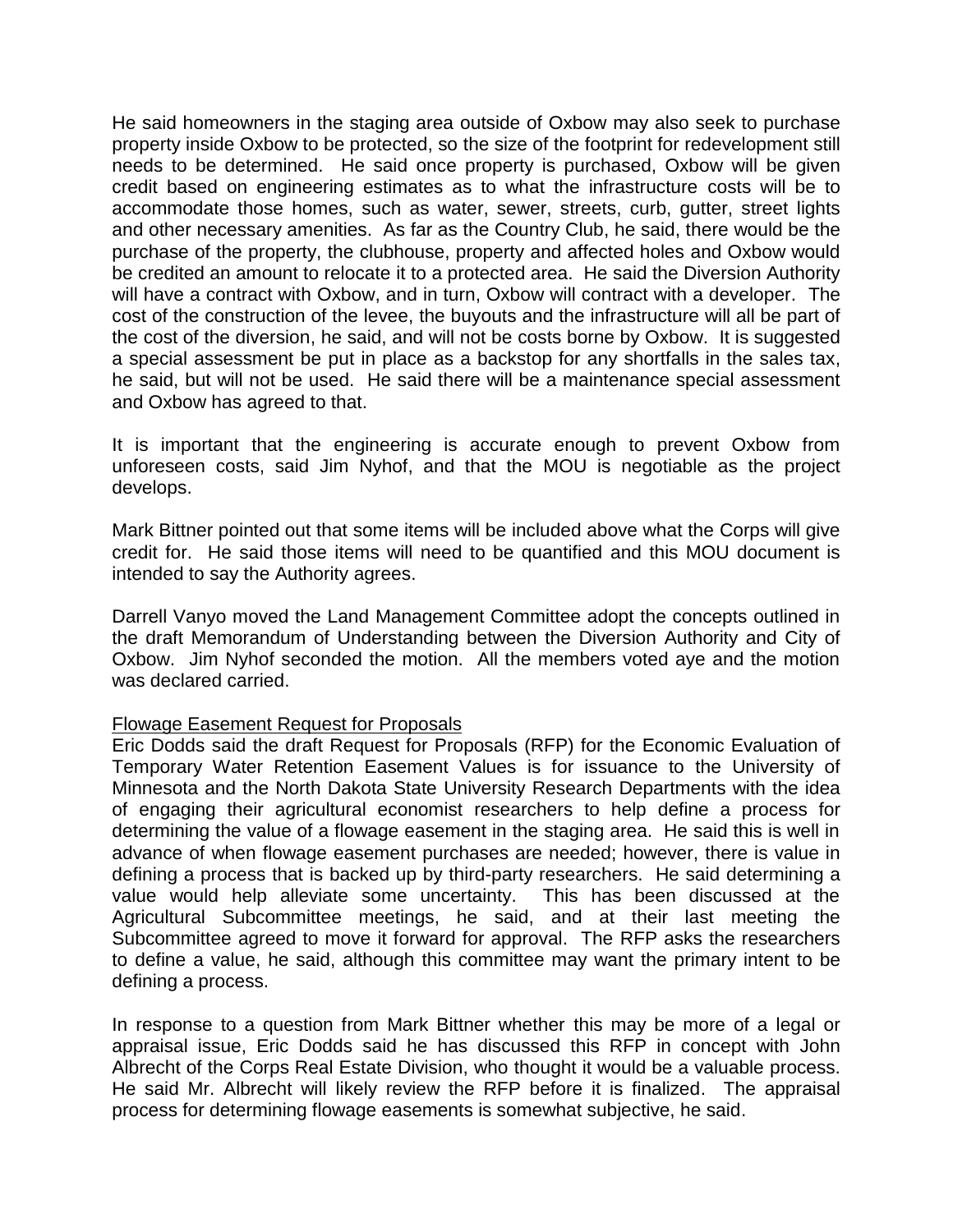He said homeowners in the staging area outside of Oxbow may also seek to purchase property inside Oxbow to be protected, so the size of the footprint for redevelopment still needs to be determined. He said once property is purchased, Oxbow will be given credit based on engineering estimates as to what the infrastructure costs will be to accommodate those homes, such as water, sewer, streets, curb, gutter, street lights and other necessary amenities. As far as the Country Club, he said, there would be the purchase of the property, the clubhouse, property and affected holes and Oxbow would be credited an amount to relocate it to a protected area. He said the Diversion Authority will have a contract with Oxbow, and in turn, Oxbow will contract with a developer. The cost of the construction of the levee, the buyouts and the infrastructure will all be part of the cost of the diversion, he said, and will not be costs borne by Oxbow. It is suggested a special assessment be put in place as a backstop for any shortfalls in the sales tax, he said, but will not be used. He said there will be a maintenance special assessment and Oxbow has agreed to that.

It is important that the engineering is accurate enough to prevent Oxbow from unforeseen costs, said Jim Nyhof, and that the MOU is negotiable as the project develops.

Mark Bittner pointed out that some items will be included above what the Corps will give credit for. He said those items will need to be quantified and this MOU document is intended to say the Authority agrees.

Darrell Vanyo moved the Land Management Committee adopt the concepts outlined in the draft Memorandum of Understanding between the Diversion Authority and City of Oxbow. Jim Nyhof seconded the motion. All the members voted aye and the motion was declared carried.

Flowage Easement Request for Proposals

Eric Dodds said the draft Request for Proposals (RFP) for the Economic Evaluation of Temporary Water Retention Easement Values is for issuance to the University of Minnesota and the North Dakota State University Research Departments with the idea of engaging their agricultural economist researchers to help define a process for determining the value of a flowage easement in the staging area. He said this is well in advance of when flowage easement purchases are needed; however, there is value in defining a process that is backed up by third-party researchers. He said determining a value would help alleviate some uncertainty. This has been discussed at the Agricultural Subcommittee meetings, he said, and at their last meeting the Subcommittee agreed to move it forward for approval. The RFP asks the researchers to define a value, he said, although this committee may want the primary intent to be defining a process.

In response to a question from Mark Bittner whether this may be more of a legal or appraisal issue, Eric Dodds said he has discussed this RFP in concept with John Albrecht of the Corps Real Estate Division, who thought it would be a valuable process. He said Mr. Albrecht will likely review the RFP before it is finalized. The appraisal process for determining flowage easements is somewhat subjective, he said.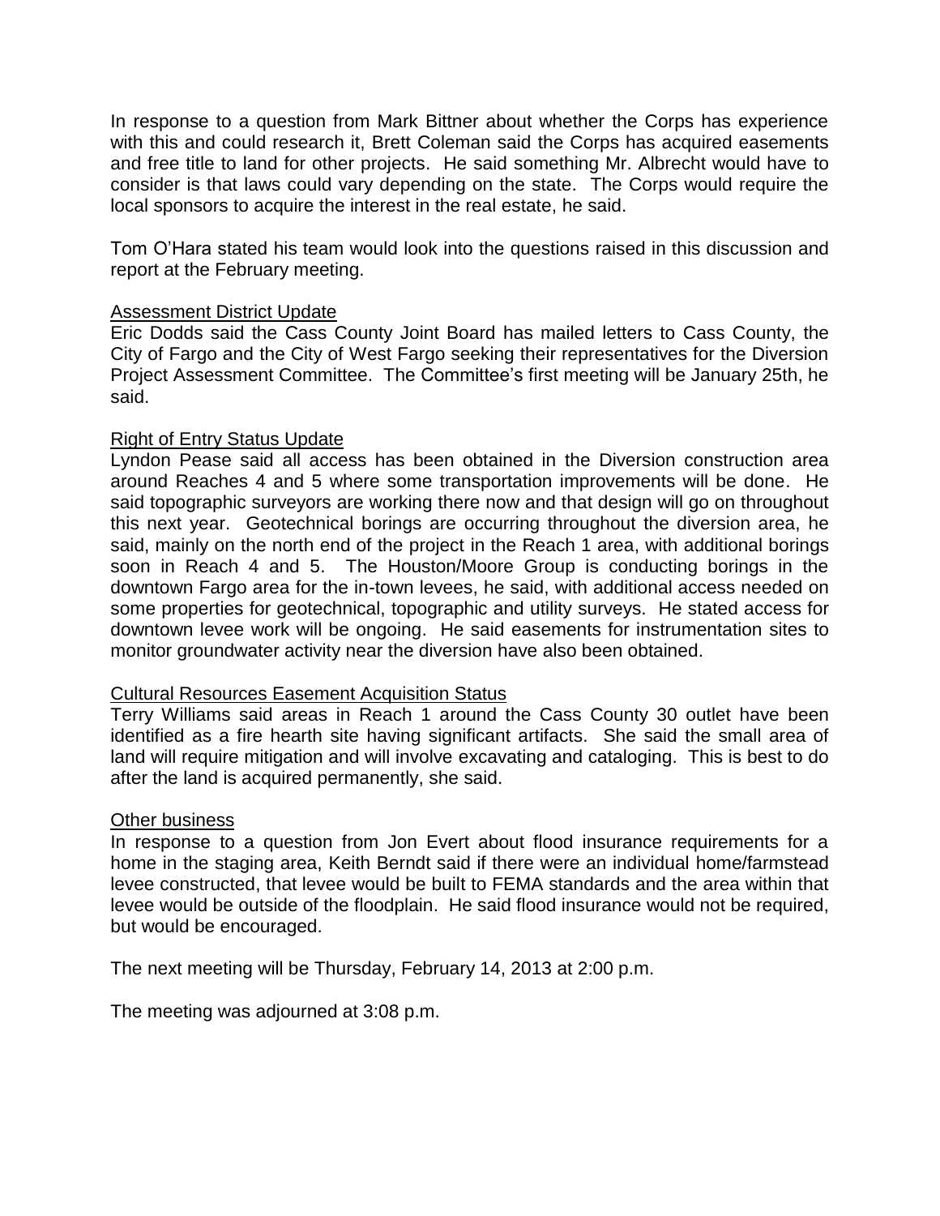In response to a question from Mark Bittner about whether the Corps has experience with this and could research it, Brett Coleman said the Corps has acquired easements and free title to land for other projects. He said something Mr. Albrecht would have to consider is that laws could vary depending on the state. The Corps would require the local sponsors to acquire the interest in the real estate, he said.

Tom O'Hara stated his team would look into the questions raised in this discussion and report at the February meeting.

Assessment District Update

Eric Dodds said the Cass County Joint Board has mailed letters to Cass County, the City of Fargo and the City of West Fargo seeking their representatives for the Diversion Project Assessment Committee. The Committee's first meeting will be January 25th, he said.

Right of Entry Status Update

Lyndon Pease said all access has been obtained in the Diversion construction area around Reaches 4 and 5 where some transportation improvements will be done. He said topographic surveyors are working there now and that design will go on throughout this next year. Geotechnical borings are occurring throughout the diversion area, he said, mainly on the north end of the project in the Reach 1 area, with additional borings soon in Reach 4 and 5. The Houston/Moore Group is conducting borings in the downtown Fargo area for the in-town levees, he said, with additional access needed on some properties for geotechnical, topographic and utility surveys. He stated access for downtown levee work will be ongoing. He said easements for instrumentation sites to monitor groundwater activity near the diversion have also been obtained.

Cultural Resources Easement Acquisition Status

Terry Williams said areas in Reach 1 around the Cass County 30 outlet have been identified as a fire hearth site having significant artifacts. She said the small area of land will require mitigation and will involve excavating and cataloging. This is best to do after the land is acquired permanently, she said.

Other business

In response to a question from Jon Evert about flood insurance requirements for a home in the staging area, Keith Berndt said if there were an individual home/farmstead levee constructed, that levee would be built to FEMA standards and the area within that levee would be outside of the floodplain. He said flood insurance would not be required, but would be encouraged.

The next meeting will be Thursday, February 14, 2013 at 2:00 p.m.

The meeting was adjourned at 3:08 p.m.